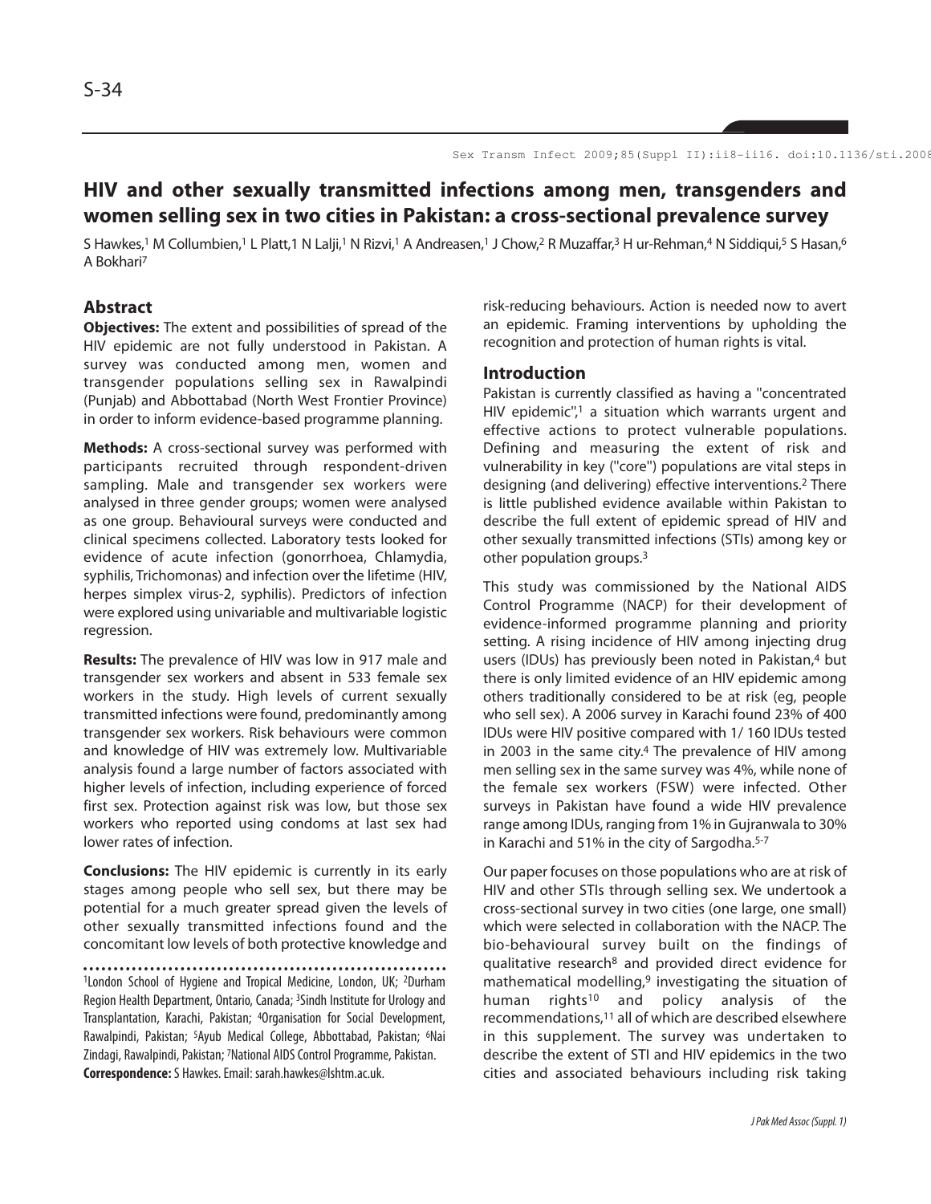# HIV and other sexually transmitted infections among men, transgenders and women selling sex in two cities in Pakistan: a cross-sectional prevalence survey

S Hawkes,[1] M Collumbien,[1] L Platt,[1] N Lalji,[1] N Rizvi,[1] A Andreasen,[1] J Chow,[2] R Muzaffar,[3] H ur-Rehman,[4] N Siddiqui,[5] S Hasan,[6] A Bokhari[7]

## Abstract

**Objectives:** The extent and possibilities of spread of the HIV epidemic are not fully understood in Pakistan. A survey was conducted among men, women and transgender populations selling sex in Rawalpindi (Punjab) and Abbottabad (North West Frontier Province) in order to inform evidence-based programme planning.

**Methods:** A cross-sectional survey was performed with participants recruited through respondent-driven sampling. Male and transgender sex workers were analysed in three gender groups; women were analysed as one group. Behavioural surveys were conducted and clinical specimens collected. Laboratory tests looked for evidence of acute infection (gonorrhoea, Chlamydia, syphilis, Trichomonas) and infection over the lifetime (HIV, herpes simplex virus-2, syphilis). Predictors of infection were explored using univariable and multivariable logistic regression.

**Results:** The prevalence of HIV was low in 917 male and transgender sex workers and absent in 533 female sex workers in the study. High levels of current sexually transmitted infections were found, predominantly among transgender sex workers. Risk behaviours were common and knowledge of HIV was extremely low. Multivariable analysis found a large number of factors associated with higher levels of infection, including experience of forced first sex. Protection against risk was low, but those sex workers who reported using condoms at last sex had lower rates of infection.

**Conclusions:** The HIV epidemic is currently in its early stages among people who sell sex, but there may be potential for a much greater spread given the levels of other sexually transmitted infections found and the concomitant low levels of both protective knowledge and risk-reducing behaviours. Action is needed now to avert an epidemic. Framing interventions by upholding the recognition and protection of human rights is vital.

[1]London School of Hygiene and Tropical Medicine, London, UK; [2]Durham Region Health Department, Ontario, Canada; [3]Sindh Institute for Urology and Transplantation, Karachi, Pakistan; [4]Organisation for Social Development, Rawalpindi, Pakistan; [5]Ayub Medical College, Abbottabad, Pakistan; [6]Nai Zindagi, Rawalpindi, Pakistan; [7]National AIDS Control Programme, Pakistan.
**Correspondence:** S Hawkes. Email: sarah.hawkes@lshtm.ac.uk.

## Introduction

Pakistan is currently classified as having a "concentrated HIV epidemic",[1] a situation which warrants urgent and effective actions to protect vulnerable populations. Defining and measuring the extent of risk and vulnerability in key ("core") populations are vital steps in designing (and delivering) effective interventions.[2] There is little published evidence available within Pakistan to describe the full extent of epidemic spread of HIV and other sexually transmitted infections (STIs) among key or other population groups.[3]

This study was commissioned by the National AIDS Control Programme (NACP) for their development of evidence-informed programme planning and priority setting. A rising incidence of HIV among injecting drug users (IDUs) has previously been noted in Pakistan,[4] but there is only limited evidence of an HIV epidemic among others traditionally considered to be at risk (eg, people who sell sex). A 2006 survey in Karachi found 23% of 400 IDUs were HIV positive compared with 1/ 160 IDUs tested in 2003 in the same city.[4] The prevalence of HIV among men selling sex in the same survey was 4%, while none of the female sex workers (FSW) were infected. Other surveys in Pakistan have found a wide HIV prevalence range among IDUs, ranging from 1% in Gujranwala to 30% in Karachi and 51% in the city of Sargodha.[5-7]

Our paper focuses on those populations who are at risk of HIV and other STIs through selling sex. We undertook a cross-sectional survey in two cities (one large, one small) which were selected in collaboration with the NACP. The bio-behavioural survey built on the findings of qualitative research[8] and provided direct evidence for mathematical modelling,[9] investigating the situation of human rights[10] and policy analysis of the recommendations,[11] all of which are described elsewhere in this supplement. The survey was undertaken to describe the extent of STI and HIV epidemics in the two cities and associated behaviours including risk taking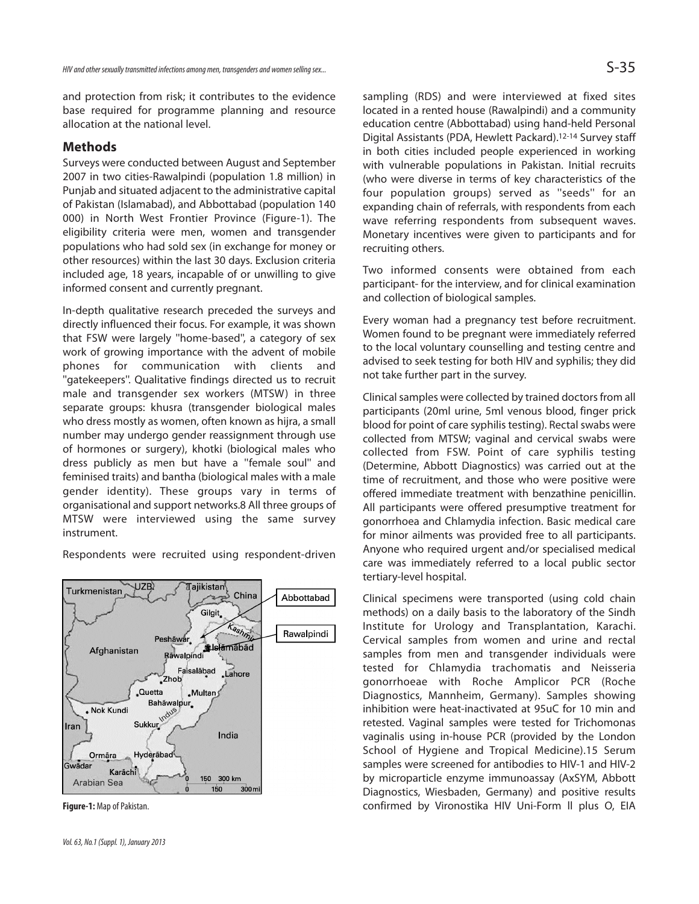and protection from risk; it contributes to the evidence base required for programme planning and resource allocation at the national level.

## Methods

Surveys were conducted between August and September 2007 in two cities-Rawalpindi (population 1.8 million) in Punjab and situated adjacent to the administrative capital of Pakistan (Islamabad), and Abbottabad (population 140 000) in North West Frontier Province (Figure-1). The eligibility criteria were men, women and transgender populations who had sold sex (in exchange for money or other resources) within the last 30 days. Exclusion criteria included age, 18 years, incapable of or unwilling to give informed consent and currently pregnant.

In-depth qualitative research preceded the surveys and directly influenced their focus. For example, it was shown that FSW were largely "home-based", a category of sex work of growing importance with the advent of mobile phones for communication with clients and "gatekeepers". Qualitative findings directed us to recruit male and transgender sex workers (MTSW) in three separate groups: khusra (transgender biological males who dress mostly as women, often known as hijra, a small number may undergo gender reassignment through use of hormones or surgery), khotki (biological males who dress publicly as men but have a "female soul" and feminised traits) and bantha (biological males with a male gender identity). These groups vary in terms of organisational and support networks.8 All three groups of MTSW were interviewed using the same survey instrument.

Respondents were recruited using respondent-driven sampling (RDS) and were interviewed at fixed sites located in a rented house (Rawalpindi) and a community education centre (Abbottabad) using hand-held Personal Digital Assistants (PDA, Hewlett Packard).[12-14] Survey staff in both cities included people experienced in working with vulnerable populations in Pakistan. Initial recruits (who were diverse in terms of key characteristics of the four population groups) served as "seeds" for an expanding chain of referrals, with respondents from each wave referring respondents from subsequent waves. Monetary incentives were given to participants and for recruiting others.

Figure-1: Map of Pakistan.

Two informed consents were obtained from each participant- for the interview, and for clinical examination and collection of biological samples.

Every woman had a pregnancy test before recruitment. Women found to be pregnant were immediately referred to the local voluntary counselling and testing centre and advised to seek testing for both HIV and syphilis; they did not take further part in the survey.

Clinical samples were collected by trained doctors from all participants (20ml urine, 5ml venous blood, finger prick blood for point of care syphilis testing). Rectal swabs were collected from MTSW; vaginal and cervical swabs were collected from FSW. Point of care syphilis testing (Determine, Abbott Diagnostics) was carried out at the time of recruitment, and those who were positive were offered immediate treatment with benzathine penicillin. All participants were offered presumptive treatment for gonorrhoea and Chlamydia infection. Basic medical care for minor ailments was provided free to all participants. Anyone who required urgent and/or specialised medical care was immediately referred to a local public sector tertiary-level hospital.

Clinical specimens were transported (using cold chain methods) on a daily basis to the laboratory of the Sindh Institute for Urology and Transplantation, Karachi. Cervical samples from women and urine and rectal samples from men and transgender individuals were tested for Chlamydia trachomatis and Neisseria gonorrhoeae with Roche Amplicor PCR (Roche Diagnostics, Mannheim, Germany). Samples showing inhibition were heat-inactivated at 95uC for 10 min and retested. Vaginal samples were tested for Trichomonas vaginalis using in-house PCR (provided by the London School of Hygiene and Tropical Medicine).15 Serum samples were screened for antibodies to HIV-1 and HIV-2 by microparticle enzyme immunoassay (AxSYM, Abbott Diagnostics, Wiesbaden, Germany) and positive results confirmed by Vironostika HIV Uni-Form ll plus O, EIA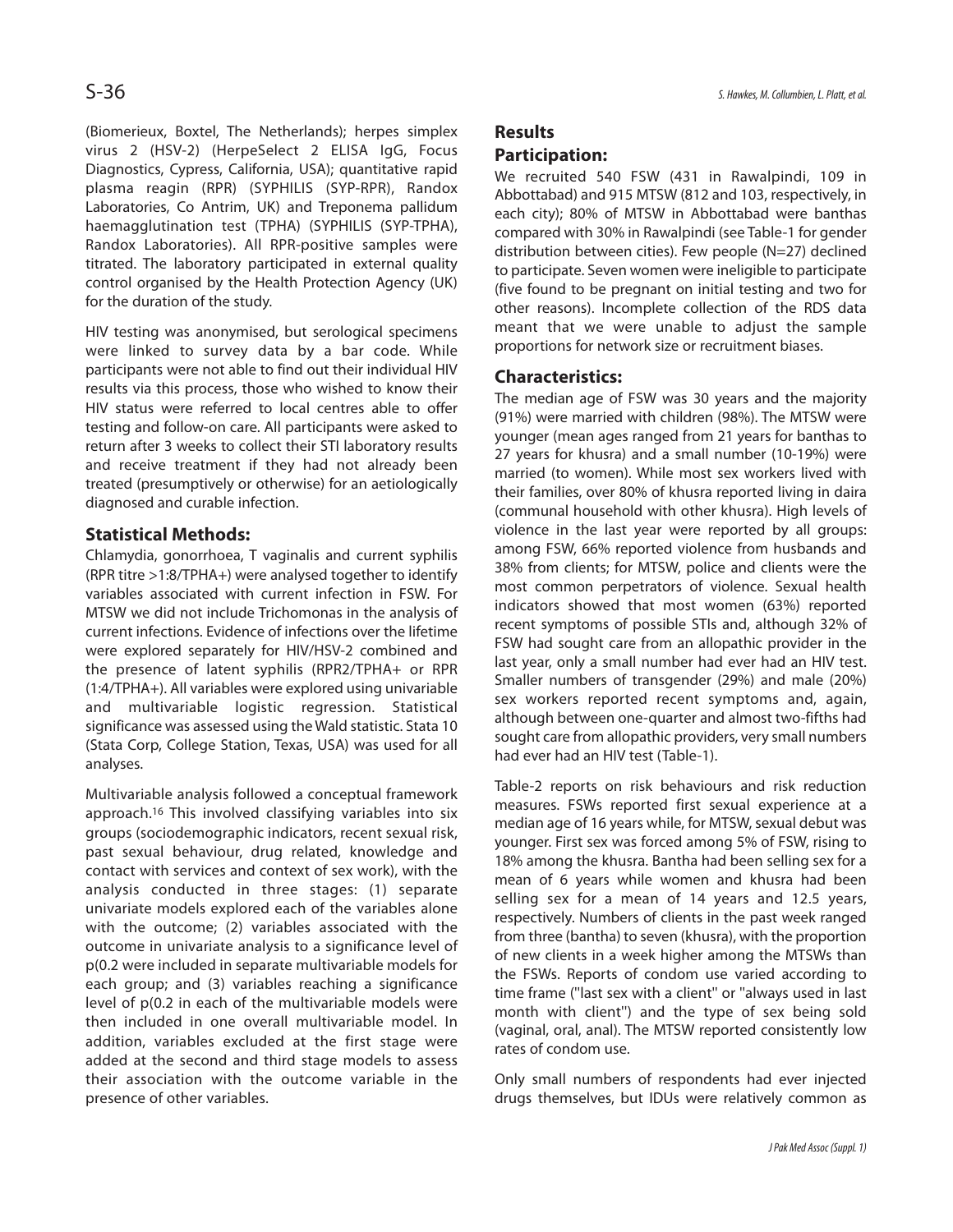(Biomerieux, Boxtel, The Netherlands); herpes simplex virus 2 (HSV-2) (HerpeSelect 2 ELISA IgG, Focus Diagnostics, Cypress, California, USA); quantitative rapid plasma reagin (RPR) (SYPHILIS (SYP-RPR), Randox Laboratories, Co Antrim, UK) and Treponema pallidum haemagglutination test (TPHA) (SYPHILIS (SYP-TPHA), Randox Laboratories). All RPR-positive samples were titrated. The laboratory participated in external quality control organised by the Health Protection Agency (UK) for the duration of the study.

HIV testing was anonymised, but serological specimens were linked to survey data by a bar code. While participants were not able to find out their individual HIV results via this process, those who wished to know their HIV status were referred to local centres able to offer testing and follow-on care. All participants were asked to return after 3 weeks to collect their STI laboratory results and receive treatment if they had not already been treated (presumptively or otherwise) for an aetiologically diagnosed and curable infection.

## Statistical Methods:

Chlamydia, gonorrhoea, T vaginalis and current syphilis (RPR titre >1:8/TPHA+) were analysed together to identify variables associated with current infection in FSW. For MTSW we did not include Trichomonas in the analysis of current infections. Evidence of infections over the lifetime were explored separately for HIV/HSV-2 combined and the presence of latent syphilis (RPR2/TPHA+ or RPR (1:4/TPHA+). All variables were explored using univariable and multivariable logistic regression. Statistical significance was assessed using the Wald statistic. Stata 10 (Stata Corp, College Station, Texas, USA) was used for all analyses.

Multivariable analysis followed a conceptual framework approach.[16] This involved classifying variables into six groups (sociodemographic indicators, recent sexual risk, past sexual behaviour, drug related, knowledge and contact with services and context of sex work), with the analysis conducted in three stages: (1) separate univariate models explored each of the variables alone with the outcome; (2) variables associated with the outcome in univariate analysis to a significance level of p(0.2 were included in separate multivariable models for each group; and (3) variables reaching a significance level of p(0.2 in each of the multivariable models were then included in one overall multivariable model. In addition, variables excluded at the first stage were added at the second and third stage models to assess their association with the outcome variable in the presence of other variables.

# Results

## Participation:

We recruited 540 FSW (431 in Rawalpindi, 109 in Abbottabad) and 915 MTSW (812 and 103, respectively, in each city); 80% of MTSW in Abbottabad were banthas compared with 30% in Rawalpindi (see Table-1 for gender distribution between cities). Few people (N=27) declined to participate. Seven women were ineligible to participate (five found to be pregnant on initial testing and two for other reasons). Incomplete collection of the RDS data meant that we were unable to adjust the sample proportions for network size or recruitment biases.

## Characteristics:

The median age of FSW was 30 years and the majority (91%) were married with children (98%). The MTSW were younger (mean ages ranged from 21 years for banthas to 27 years for khusra) and a small number (10-19%) were married (to women). While most sex workers lived with their families, over 80% of khusra reported living in daira (communal household with other khusra). High levels of violence in the last year were reported by all groups: among FSW, 66% reported violence from husbands and 38% from clients; for MTSW, police and clients were the most common perpetrators of violence. Sexual health indicators showed that most women (63%) reported recent symptoms of possible STIs and, although 32% of FSW had sought care from an allopathic provider in the last year, only a small number had ever had an HIV test. Smaller numbers of transgender (29%) and male (20%) sex workers reported recent symptoms and, again, although between one-quarter and almost two-fifths had sought care from allopathic providers, very small numbers had ever had an HIV test (Table-1).

Table-2 reports on risk behaviours and risk reduction measures. FSWs reported first sexual experience at a median age of 16 years while, for MTSW, sexual debut was younger. First sex was forced among 5% of FSW, rising to 18% among the khusra. Bantha had been selling sex for a mean of 6 years while women and khusra had been selling sex for a mean of 14 years and 12.5 years, respectively. Numbers of clients in the past week ranged from three (bantha) to seven (khusra), with the proportion of new clients in a week higher among the MTSWs than the FSWs. Reports of condom use varied according to time frame ("last sex with a client" or "always used in last month with client") and the type of sex being sold (vaginal, oral, anal). The MTSW reported consistently low rates of condom use.

Only small numbers of respondents had ever injected drugs themselves, but IDUs were relatively common as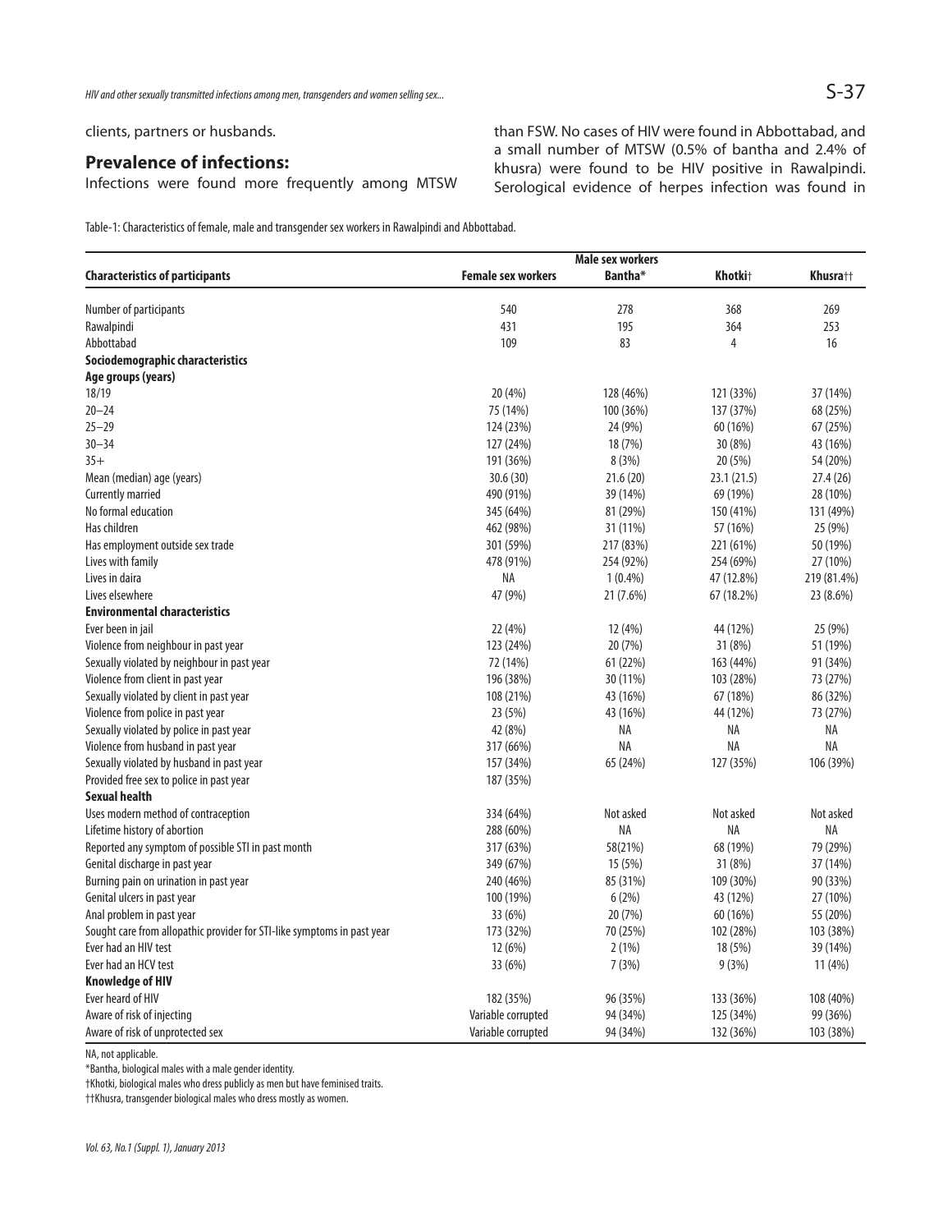clients, partners or husbands.

## Prevalence of infections:

Infections were found more frequently among MTSW than FSW. No cases of HIV were found in Abbottabad, and a small number of MTSW (0.5% of bantha and 2.4% of khusra) were found to be HIV positive in Rawalpindi. Serological evidence of herpes infection was found in

Table-1: Characteristics of female, male and transgender sex workers in Rawalpindi and Abbottabad.

| Characteristics of participants | Female sex workers | Male sex workers | | |
|---|---|---|---|---|
| | | Bantha* | Khotki† | Khusra†† |
| Number of participants | 540 | 278 | 368 | 269 |
| Rawalpindi | 431 | 195 | 364 | 253 |
| Abbottabad | 109 | 83 | 4 | 16 |
| **Sociodemographic characteristics** | | | | |
| **Age groups (years)** | | | | |
| 18/19 | 20 (4%) | 128 (46%) | 121 (33%) | 37 (14%) |
| 20–24 | 75 (14%) | 100 (36%) | 137 (37%) | 68 (25%) |
| 25–29 | 124 (23%) | 24 (9%) | 60 (16%) | 67 (25%) |
| 30–34 | 127 (24%) | 18 (7%) | 30 (8%) | 43 (16%) |
| 35+ | 191 (36%) | 8 (3%) | 20 (5%) | 54 (20%) |
| Mean (median) age (years) | 30.6 (30) | 21.6 (20) | 23.1 (21.5) | 27.4 (26) |
| Currently married | 490 (91%) | 39 (14%) | 69 (19%) | 28 (10%) |
| No formal education | 345 (64%) | 81 (29%) | 150 (41%) | 131 (49%) |
| Has children | 462 (98%) | 31 (11%) | 57 (16%) | 25 (9%) |
| Has employment outside sex trade | 301 (59%) | 217 (83%) | 221 (61%) | 50 (19%) |
| Lives with family | 478 (91%) | 254 (92%) | 254 (69%) | 27 (10%) |
| Lives in daira | NA | 1 (0.4%) | 47 (12.8%) | 219 (81.4%) |
| Lives elsewhere | 47 (9%) | 21 (7.6%) | 67 (18.2%) | 23 (8.6%) |
| **Environmental characteristics** | | | | |
| Ever been in jail | 22 (4%) | 12 (4%) | 44 (12%) | 25 (9%) |
| Violence from neighbour in past year | 123 (24%) | 20 (7%) | 31 (8%) | 51 (19%) |
| Sexually violated by neighbour in past year | 72 (14%) | 61 (22%) | 163 (44%) | 91 (34%) |
| Violence from client in past year | 196 (38%) | 30 (11%) | 103 (28%) | 73 (27%) |
| Sexually violated by client in past year | 108 (21%) | 43 (16%) | 67 (18%) | 86 (32%) |
| Violence from police in past year | 23 (5%) | 43 (16%) | 44 (12%) | 73 (27%) |
| Sexually violated by police in past year | 42 (8%) | NA | NA | NA |
| Violence from husband in past year | 317 (66%) | NA | NA | NA |
| Sexually violated by husband in past year | 157 (34%) | 65 (24%) | 127 (35%) | 106 (39%) |
| Provided free sex to police in past year | 187 (35%) | | | |
| **Sexual health** | | | | |
| Uses modern method of contraception | 334 (64%) | Not asked | Not asked | Not asked |
| Lifetime history of abortion | 288 (60%) | NA | NA | NA |
| Reported any symptom of possible STI in past month | 317 (63%) | 58(21%) | 68 (19%) | 79 (29%) |
| Genital discharge in past year | 349 (67%) | 15 (5%) | 31 (8%) | 37 (14%) |
| Burning pain on urination in past year | 240 (46%) | 85 (31%) | 109 (30%) | 90 (33%) |
| Genital ulcers in past year | 100 (19%) | 6 (2%) | 43 (12%) | 27 (10%) |
| Anal problem in past year | 33 (6%) | 20 (7%) | 60 (16%) | 55 (20%) |
| Sought care from allopathic provider for STI-like symptoms in past year | 173 (32%) | 70 (25%) | 102 (28%) | 103 (38%) |
| Ever had an HIV test | 12 (6%) | 2 (1%) | 18 (5%) | 39 (14%) |
| Ever had an HCV test | 33 (6%) | 7 (3%) | 9 (3%) | 11 (4%) |
| **Knowledge of HIV** | | | | |
| Ever heard of HIV | 182 (35%) | 96 (35%) | 133 (36%) | 108 (40%) |
| Aware of risk of injecting | Variable corrupted | 94 (34%) | 125 (34%) | 99 (36%) |
| Aware of risk of unprotected sex | Variable corrupted | 94 (34%) | 132 (36%) | 103 (38%) |

NA, not applicable.

*Bantha, biological males with a male gender identity.

†Khotki, biological males who dress publicly as men but have feminised traits.

††Khusra, transgender biological males who dress mostly as women.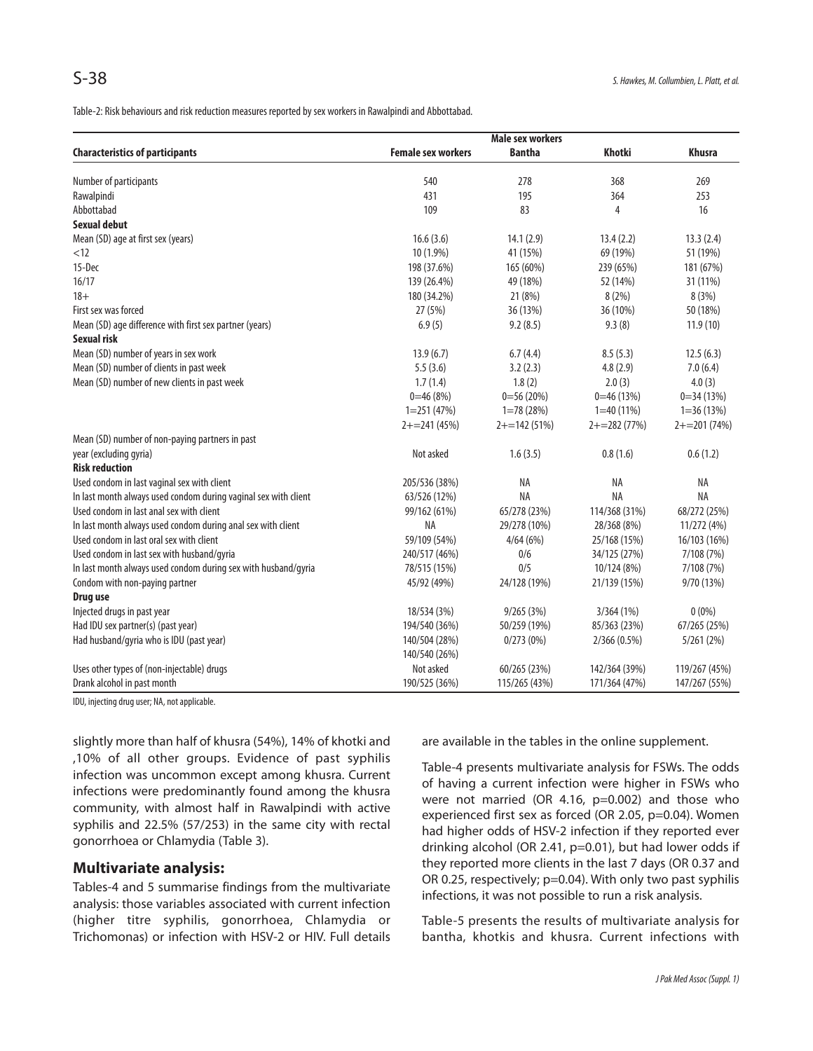Table-2: Risk behaviours and risk reduction measures reported by sex workers in Rawalpindi and Abbottabad.

| Characteristics of participants | Female sex workers | Male sex workers Bantha | Khotki | Khusra |
|---|---|---|---|---|
| Number of participants | 540 | 278 | 368 | 269 |
| Rawalpindi | 431 | 195 | 364 | 253 |
| Abbottabad | 109 | 83 | 4 | 16 |
| **Sexual debut** | | | | |
| Mean (SD) age at first sex (years) | 16.6 (3.6) | 14.1 (2.9) | 13.4 (2.2) | 13.3 (2.4) |
| <12 | 10 (1.9%) | 41 (15%) | 69 (19%) | 51 (19%) |
| 15-Dec | 198 (37.6%) | 165 (60%) | 239 (65%) | 181 (67%) |
| 16/17 | 139 (26.4%) | 49 (18%) | 52 (14%) | 31 (11%) |
| 18+ | 180 (34.2%) | 21 (8%) | 8 (2%) | 8 (3%) |
| First sex was forced | 27 (5%) | 36 (13%) | 36 (10%) | 50 (18%) |
| Mean (SD) age difference with first sex partner (years) | 6.9 (5) | 9.2 (8.5) | 9.3 (8) | 11.9 (10) |
| **Sexual risk** | | | | |
| Mean (SD) number of years in sex work | 13.9 (6.7) | 6.7 (4.4) | 8.5 (5.3) | 12.5 (6.3) |
| Mean (SD) number of clients in past week | 5.5 (3.6) | 3.2 (2.3) | 4.8 (2.9) | 7.0 (6.4) |
| Mean (SD) number of new clients in past week | 1.7 (1.4) | 1.8 (2) | 2.0 (3) | 4.0 (3) |
| | 0=46 (8%) | 0=56 (20%) | 0=46 (13%) | 0=34 (13%) |
| | 1=251 (47%) | 1=78 (28%) | 1=40 (11%) | 1=36 (13%) |
| | 2+=241 (45%) | 2+=142 (51%) | 2+=282 (77%) | 2+=201 (74%) |
| Mean (SD) number of non-paying partners in past year (excluding gyria) | Not asked | 1.6 (3.5) | 0.8 (1.6) | 0.6 (1.2) |
| **Risk reduction** | | | | |
| Used condom in last vaginal sex with client | 205/536 (38%) | NA | NA | NA |
| In last month always used condom during vaginal sex with client | 63/526 (12%) | NA | NA | NA |
| Used condom in last anal sex with client | 99/162 (61%) | 65/278 (23%) | 114/368 (31%) | 68/272 (25%) |
| In last month always used condom during anal sex with client | NA | 29/278 (10%) | 28/368 (8%) | 11/272 (4%) |
| Used condom in last oral sex with client | 59/109 (54%) | 4/64 (6%) | 25/168 (15%) | 16/103 (16%) |
| Used condom in last sex with husband/gyria | 240/517 (46%) | 0/6 | 34/125 (27%) | 7/108 (7%) |
| In last month always used condom during sex with husband/gyria | 78/515 (15%) | 0/5 | 10/124 (8%) | 7/108 (7%) |
| Condom with non-paying partner | 45/92 (49%) | 24/128 (19%) | 21/139 (15%) | 9/70 (13%) |
| **Drug use** | | | | |
| Injected drugs in past year | 18/534 (3%) | 9/265 (3%) | 3/364 (1%) | 0 (0%) |
| Had IDU sex partner(s) (past year) | 194/540 (36%) | 50/259 (19%) | 85/363 (23%) | 67/265 (25%) |
| Had husband/gyria who is IDU (past year) | 140/504 (28%) 140/540 (26%) | 0/273 (0%) | 2/366 (0.5%) | 5/261 (2%) |
| Uses other types of (non-injectable) drugs | Not asked | 60/265 (23%) | 142/364 (39%) | 119/267 (45%) |
| Drank alcohol in past month | 190/525 (36%) | 115/265 (43%) | 171/364 (47%) | 147/267 (55%) |

IDU, injecting drug user; NA, not applicable.

slightly more than half of khusra (54%), 14% of khotki and ,10% of all other groups. Evidence of past syphilis infection was uncommon except among khusra. Current infections were predominantly found among the khusra community, with almost half in Rawalpindi with active syphilis and 22.5% (57/253) in the same city with rectal gonorrhoea or Chlamydia (Table 3).

## Multivariate analysis:

Tables-4 and 5 summarise findings from the multivariate analysis: those variables associated with current infection (higher titre syphilis, gonorrhoea, Chlamydia or Trichomonas) or infection with HSV-2 or HIV. Full details are available in the tables in the online supplement.

Table-4 presents multivariate analysis for FSWs. The odds of having a current infection were higher in FSWs who were not married (OR 4.16, p=0.002) and those who experienced first sex as forced (OR 2.05, p=0.04). Women had higher odds of HSV-2 infection if they reported ever drinking alcohol (OR 2.41, p=0.01), but had lower odds if they reported more clients in the last 7 days (OR 0.37 and OR 0.25, respectively; p=0.04). With only two past syphilis infections, it was not possible to run a risk analysis.

Table-5 presents the results of multivariate analysis for bantha, khotkis and khusra. Current infections with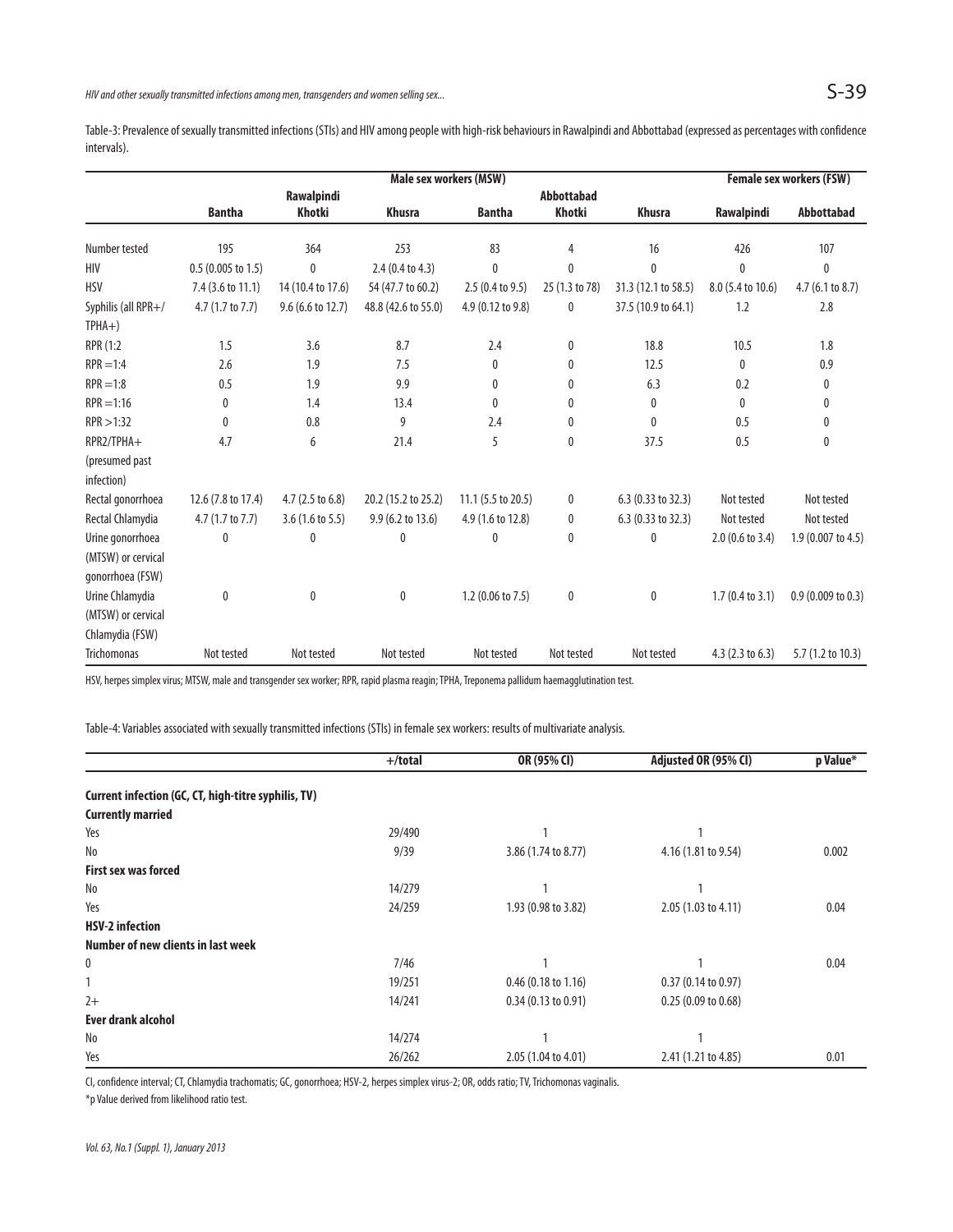Table-3: Prevalence of sexually transmitted infections (STIs) and HIV among people with high-risk behaviours in Rawalpindi and Abbottabad (expressed as percentages with confidence intervals).

| | Male sex workers (MSW) | | | | | | Female sex workers (FSW) | |
|---|---|---|---|---|---|---|---|---|
| | Rawalpindi | | | Abbottabad | | | | |
| | Bantha | Khotki | Khusra | Bantha | Khotki | Khusra | Rawalpindi | Abbottabad |
| Number tested | 195 | 364 | 253 | 83 | 4 | 16 | 426 | 107 |
| HIV | 0.5 (0.005 to 1.5) | 0 | 2.4 (0.4 to 4.3) | 0 | 0 | 0 | 0 | 0 |
| HSV | 7.4 (3.6 to 11.1) | 14 (10.4 to 17.6) | 54 (47.7 to 60.2) | 2.5 (0.4 to 9.5) | 25 (1.3 to 78) | 31.3 (12.1 to 58.5) | 8.0 (5.4 to 10.6) | 4.7 (6.1 to 8.7) |
| Syphilis (all RPR+/ TPHA+) | 4.7 (1.7 to 7.7) | 9.6 (6.6 to 12.7) | 48.8 (42.6 to 55.0) | 4.9 (0.12 to 9.8) | 0 | 37.5 (10.9 to 64.1) | 1.2 | 2.8 |
| RPR (1:2 | 1.5 | 3.6 | 8.7 | 2.4 | 0 | 18.8 | 10.5 | 1.8 |
| RPR =1:4 | 2.6 | 1.9 | 7.5 | 0 | 0 | 12.5 | 0 | 0.9 |
| RPR =1:8 | 0.5 | 1.9 | 9.9 | 0 | 0 | 6.3 | 0.2 | 0 |
| RPR =1:16 | 0 | 1.4 | 13.4 | 0 | 0 | 0 | 0 | 0 |
| RPR >1:32 | 0 | 0.8 | 9 | 2.4 | 0 | 0 | 0.5 | 0 |
| RPR2/TPHA+ (presumed past infection) | 4.7 | 6 | 21.4 | 5 | 0 | 37.5 | 0.5 | 0 |
| Rectal gonorrhoea | 12.6 (7.8 to 17.4) | 4.7 (2.5 to 6.8) | 20.2 (15.2 to 25.2) | 11.1 (5.5 to 20.5) | 0 | 6.3 (0.33 to 32.3) | Not tested | Not tested |
| Rectal Chlamydia | 4.7 (1.7 to 7.7) | 3.6 (1.6 to 5.5) | 9.9 (6.2 to 13.6) | 4.9 (1.6 to 12.8) | 0 | 6.3 (0.33 to 32.3) | Not tested | Not tested |
| Urine gonorrhoea (MTSW) or cervical gonorrhoea (FSW) | 0 | 0 | 0 | 0 | 0 | 0 | 2.0 (0.6 to 3.4) | 1.9 (0.007 to 4.5) |
| Urine Chlamydia (MTSW) or cervical Chlamydia (FSW) | 0 | 0 | 0 | 1.2 (0.06 to 7.5) | 0 | 0 | 1.7 (0.4 to 3.1) | 0.9 (0.009 to 0.3) |
| Trichomonas | Not tested | Not tested | Not tested | Not tested | Not tested | Not tested | 4.3 (2.3 to 6.3) | 5.7 (1.2 to 10.3) |

HSV, herpes simplex virus; MTSW, male and transgender sex worker; RPR, rapid plasma reagin; TPHA, Treponema pallidum haemagglutination test.

Table-4: Variables associated with sexually transmitted infections (STIs) in female sex workers: results of multivariate analysis.

| | +/total | OR (95% CI) | Adjusted OR (95% CI) | p Value* |
|---|---|---|---|---|
| **Current infection (GC, CT, high-titre syphilis, TV)** | | | | |
| **Currently married** | | | | |
| Yes | 29/490 | 1 | 1 | |
| No | 9/39 | 3.86 (1.74 to 8.77) | 4.16 (1.81 to 9.54) | 0.002 |
| **First sex was forced** | | | | |
| No | 14/279 | 1 | 1 | |
| Yes | 24/259 | 1.93 (0.98 to 3.82) | 2.05 (1.03 to 4.11) | 0.04 |
| **HSV-2 infection** | | | | |
| **Number of new clients in last week** | | | | |
| 0 | 7/46 | 1 | 1 | 0.04 |
| 1 | 19/251 | 0.46 (0.18 to 1.16) | 0.37 (0.14 to 0.97) | |
| 2+ | 14/241 | 0.34 (0.13 to 0.91) | 0.25 (0.09 to 0.68) | |
| **Ever drank alcohol** | | | | |
| No | 14/274 | 1 | 1 | |
| Yes | 26/262 | 2.05 (1.04 to 4.01) | 2.41 (1.21 to 4.85) | 0.01 |

CI, confidence interval; CT, Chlamydia trachomatis; GC, gonorrhoea; HSV-2, herpes simplex virus-2; OR, odds ratio; TV, Trichomonas vaginalis.

*p Value derived from likelihood ratio test.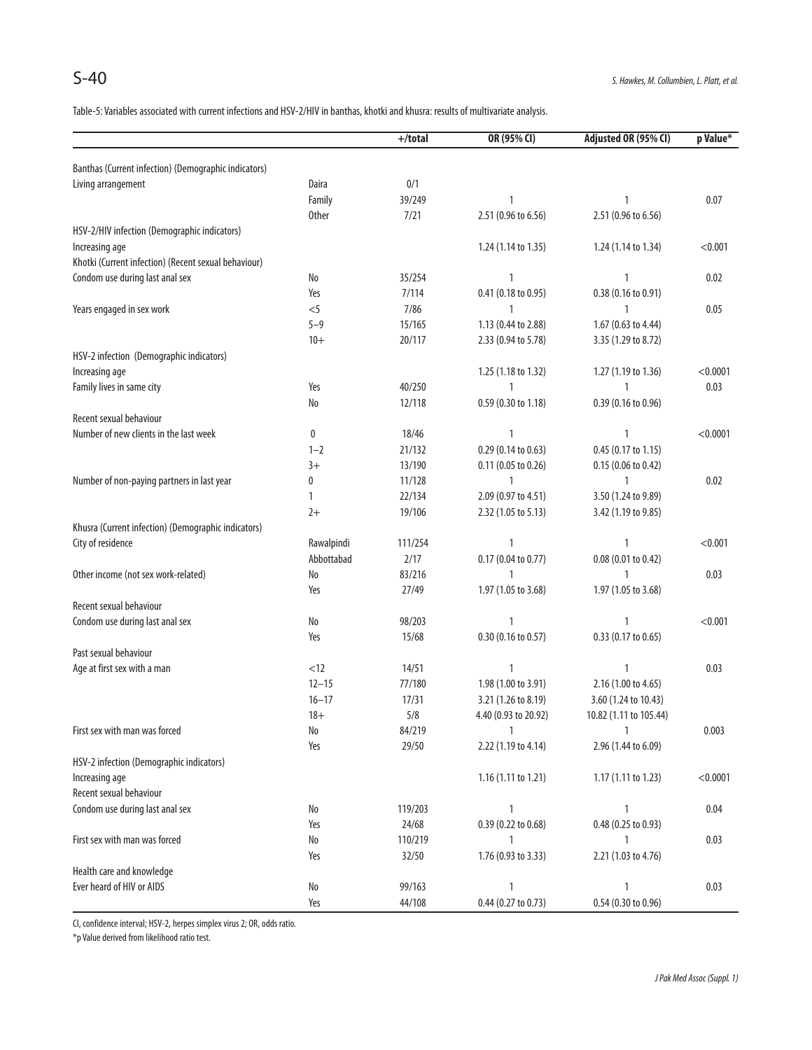Table-5: Variables associated with current infections and HSV-2/HIV in banthas, khotki and khusra: results of multivariate analysis.

| | | +/total | OR (95% CI) | Adjusted OR (95% CI) | p Value* |
|---|---|---|---|---|---|
| Banthas (Current infection) (Demographic indicators) | | | | | |
| Living arrangement | Daira | 0/1 | | | |
| | Family | 39/249 | 1 | 1 | 0.07 |
| | Other | 7/21 | 2.51 (0.96 to 6.56) | 2.51 (0.96 to 6.56) | |
| HSV-2/HIV infection (Demographic indicators) | | | | | |
| Increasing age | | | 1.24 (1.14 to 1.35) | 1.24 (1.14 to 1.34) | <0.001 |
| Khotki (Current infection) (Recent sexual behaviour) | | | | | |
| Condom use during last anal sex | No | 35/254 | 1 | 1 | 0.02 |
| | Yes | 7/114 | 0.41 (0.18 to 0.95) | 0.38 (0.16 to 0.91) | |
| Years engaged in sex work | <5 | 7/86 | 1 | 1 | 0.05 |
| | 5–9 | 15/165 | 1.13 (0.44 to 2.88) | 1.67 (0.63 to 4.44) | |
| | 10+ | 20/117 | 2.33 (0.94 to 5.78) | 3.35 (1.29 to 8.72) | |
| HSV-2 infection (Demographic indicators) | | | | | |
| Increasing age | | | 1.25 (1.18 to 1.32) | 1.27 (1.19 to 1.36) | <0.0001 |
| Family lives in same city | Yes | 40/250 | 1 | 1 | 0.03 |
| | No | 12/118 | 0.59 (0.30 to 1.18) | 0.39 (0.16 to 0.96) | |
| Recent sexual behaviour | | | | | |
| Number of new clients in the last week | 0 | 18/46 | 1 | 1 | <0.0001 |
| | 1–2 | 21/132 | 0.29 (0.14 to 0.63) | 0.45 (0.17 to 1.15) | |
| | 3+ | 13/190 | 0.11 (0.05 to 0.26) | 0.15 (0.06 to 0.42) | |
| Number of non-paying partners in last year | 0 | 11/128 | 1 | 1 | 0.02 |
| | 1 | 22/134 | 2.09 (0.97 to 4.51) | 3.50 (1.24 to 9.89) | |
| | 2+ | 19/106 | 2.32 (1.05 to 5.13) | 3.42 (1.19 to 9.85) | |
| Khusra (Current infection) (Demographic indicators) | | | | | |
| City of residence | Rawalpindi | 111/254 | 1 | 1 | <0.001 |
| | Abbottabad | 2/17 | 0.17 (0.04 to 0.77) | 0.08 (0.01 to 0.42) | |
| Other income (not sex work-related) | No | 83/216 | 1 | 1 | 0.03 |
| | Yes | 27/49 | 1.97 (1.05 to 3.68) | 1.97 (1.05 to 3.68) | |
| Recent sexual behaviour | | | | | |
| Condom use during last anal sex | No | 98/203 | 1 | 1 | <0.001 |
| | Yes | 15/68 | 0.30 (0.16 to 0.57) | 0.33 (0.17 to 0.65) | |
| Past sexual behaviour | | | | | |
| Age at first sex with a man | <12 | 14/51 | 1 | 1 | 0.03 |
| | 12–15 | 77/180 | 1.98 (1.00 to 3.91) | 2.16 (1.00 to 4.65) | |
| | 16–17 | 17/31 | 3.21 (1.26 to 8.19) | 3.60 (1.24 to 10.43) | |
| | 18+ | 5/8 | 4.40 (0.93 to 20.92) | 10.82 (1.11 to 105.44) | |
| First sex with man was forced | No | 84/219 | 1 | 1 | 0.003 |
| | Yes | 29/50 | 2.22 (1.19 to 4.14) | 2.96 (1.44 to 6.09) | |
| HSV-2 infection (Demographic indicators) | | | | | |
| Increasing age | | | 1.16 (1.11 to 1.21) | 1.17 (1.11 to 1.23) | <0.0001 |
| Recent sexual behaviour | | | | | |
| Condom use during last anal sex | No | 119/203 | 1 | 1 | 0.04 |
| | Yes | 24/68 | 0.39 (0.22 to 0.68) | 0.48 (0.25 to 0.93) | |
| First sex with man was forced | No | 110/219 | 1 | 1 | 0.03 |
| | Yes | 32/50 | 1.76 (0.93 to 3.33) | 2.21 (1.03 to 4.76) | |
| Health care and knowledge | | | | | |
| Ever heard of HIV or AIDS | No | 99/163 | 1 | 1 | 0.03 |
| | Yes | 44/108 | 0.44 (0.27 to 0.73) | 0.54 (0.30 to 0.96) | |

CI, confidence interval; HSV-2, herpes simplex virus 2; OR, odds ratio.

*p Value derived from likelihood ratio test.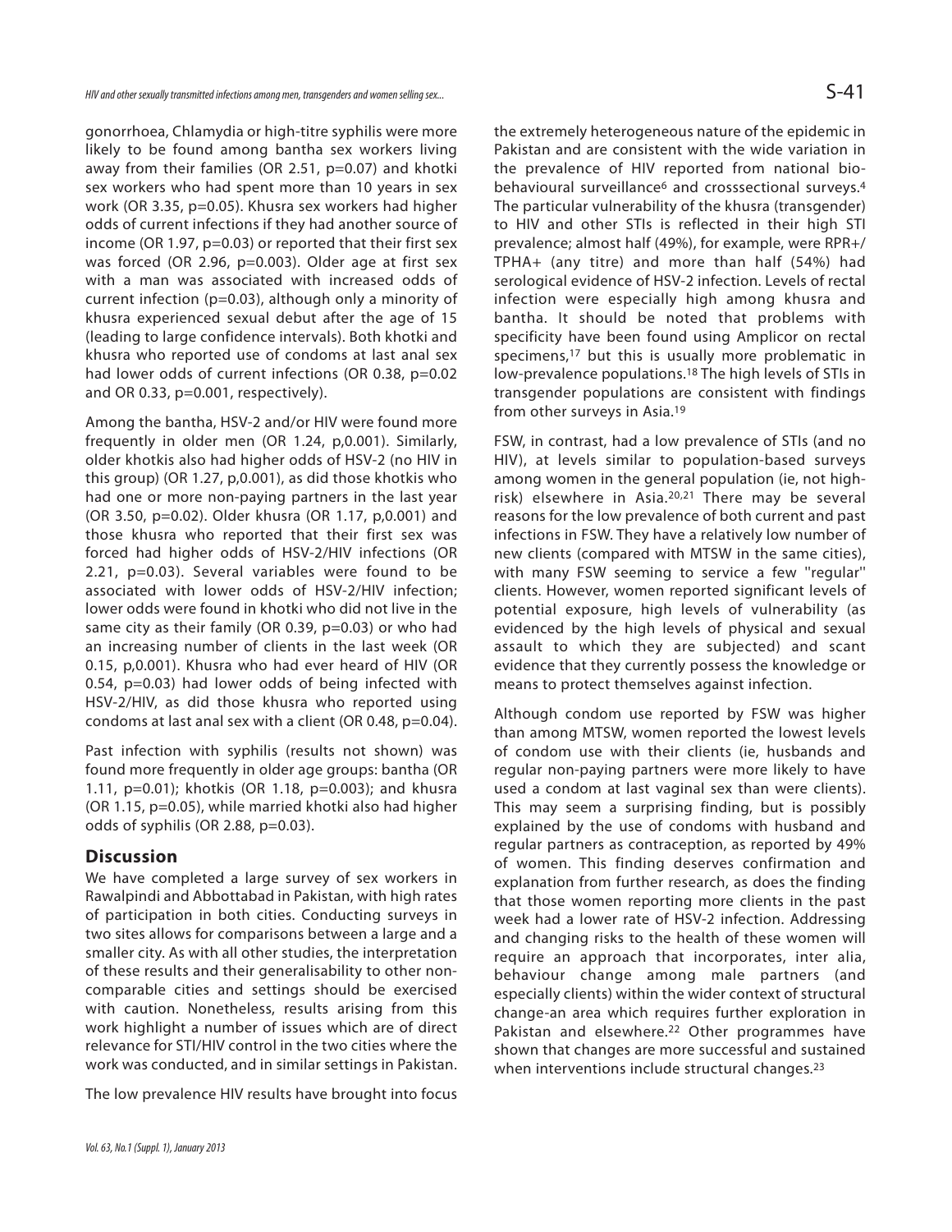gonorrhoea, Chlamydia or high-titre syphilis were more likely to be found among bantha sex workers living away from their families (OR 2.51, p=0.07) and khotki sex workers who had spent more than 10 years in sex work (OR 3.35, p=0.05). Khusra sex workers had higher odds of current infections if they had another source of income (OR 1.97, p=0.03) or reported that their first sex was forced (OR 2.96, p=0.003). Older age at first sex with a man was associated with increased odds of current infection (p=0.03), although only a minority of khusra experienced sexual debut after the age of 15 (leading to large confidence intervals). Both khotki and khusra who reported use of condoms at last anal sex had lower odds of current infections (OR 0.38, p=0.02 and OR 0.33, p=0.001, respectively).

Among the bantha, HSV-2 and/or HIV were found more frequently in older men (OR 1.24, p,0.001). Similarly, older khotkis also had higher odds of HSV-2 (no HIV in this group) (OR 1.27, p,0.001), as did those khotkis who had one or more non-paying partners in the last year (OR 3.50, p=0.02). Older khusra (OR 1.17, p,0.001) and those khusra who reported that their first sex was forced had higher odds of HSV-2/HIV infections (OR 2.21, p=0.03). Several variables were found to be associated with lower odds of HSV-2/HIV infection; lower odds were found in khotki who did not live in the same city as their family (OR 0.39, p=0.03) or who had an increasing number of clients in the last week (OR 0.15, p,0.001). Khusra who had ever heard of HIV (OR 0.54, p=0.03) had lower odds of being infected with HSV-2/HIV, as did those khusra who reported using condoms at last anal sex with a client (OR 0.48, p=0.04).

Past infection with syphilis (results not shown) was found more frequently in older age groups: bantha (OR 1.11, p=0.01); khotkis (OR 1.18, p=0.003); and khusra (OR 1.15, p=0.05), while married khotki also had higher odds of syphilis (OR 2.88, p=0.03).

## Discussion

We have completed a large survey of sex workers in Rawalpindi and Abbottabad in Pakistan, with high rates of participation in both cities. Conducting surveys in two sites allows for comparisons between a large and a smaller city. As with all other studies, the interpretation of these results and their generalisability to other non-comparable cities and settings should be exercised with caution. Nonetheless, results arising from this work highlight a number of issues which are of direct relevance for STI/HIV control in the two cities where the work was conducted, and in similar settings in Pakistan.

The low prevalence HIV results have brought into focus the extremely heterogeneous nature of the epidemic in Pakistan and are consistent with the wide variation in the prevalence of HIV reported from national bio-behavioural surveillance[6] and crosssectional surveys.[4] The particular vulnerability of the khusra (transgender) to HIV and other STIs is reflected in their high STI prevalence; almost half (49%), for example, were RPR+/ TPHA+ (any titre) and more than half (54%) had serological evidence of HSV-2 infection. Levels of rectal infection were especially high among khusra and bantha. It should be noted that problems with specificity have been found using Amplicor on rectal specimens,[17] but this is usually more problematic in low-prevalence populations.[18] The high levels of STIs in transgender populations are consistent with findings from other surveys in Asia.[19]

FSW, in contrast, had a low prevalence of STIs (and no HIV), at levels similar to population-based surveys among women in the general population (ie, not high-risk) elsewhere in Asia.[20,21] There may be several reasons for the low prevalence of both current and past infections in FSW. They have a relatively low number of new clients (compared with MTSW in the same cities), with many FSW seeming to service a few "regular" clients. However, women reported significant levels of potential exposure, high levels of vulnerability (as evidenced by the high levels of physical and sexual assault to which they are subjected) and scant evidence that they currently possess the knowledge or means to protect themselves against infection.

Although condom use reported by FSW was higher than among MTSW, women reported the lowest levels of condom use with their clients (ie, husbands and regular non-paying partners were more likely to have used a condom at last vaginal sex than were clients). This may seem a surprising finding, but is possibly explained by the use of condoms with husband and regular partners as contraception, as reported by 49% of women. This finding deserves confirmation and explanation from further research, as does the finding that those women reporting more clients in the past week had a lower rate of HSV-2 infection. Addressing and changing risks to the health of these women will require an approach that incorporates, inter alia, behaviour change among male partners (and especially clients) within the wider context of structural change-an area which requires further exploration in Pakistan and elsewhere.[22] Other programmes have shown that changes are more successful and sustained when interventions include structural changes.[23]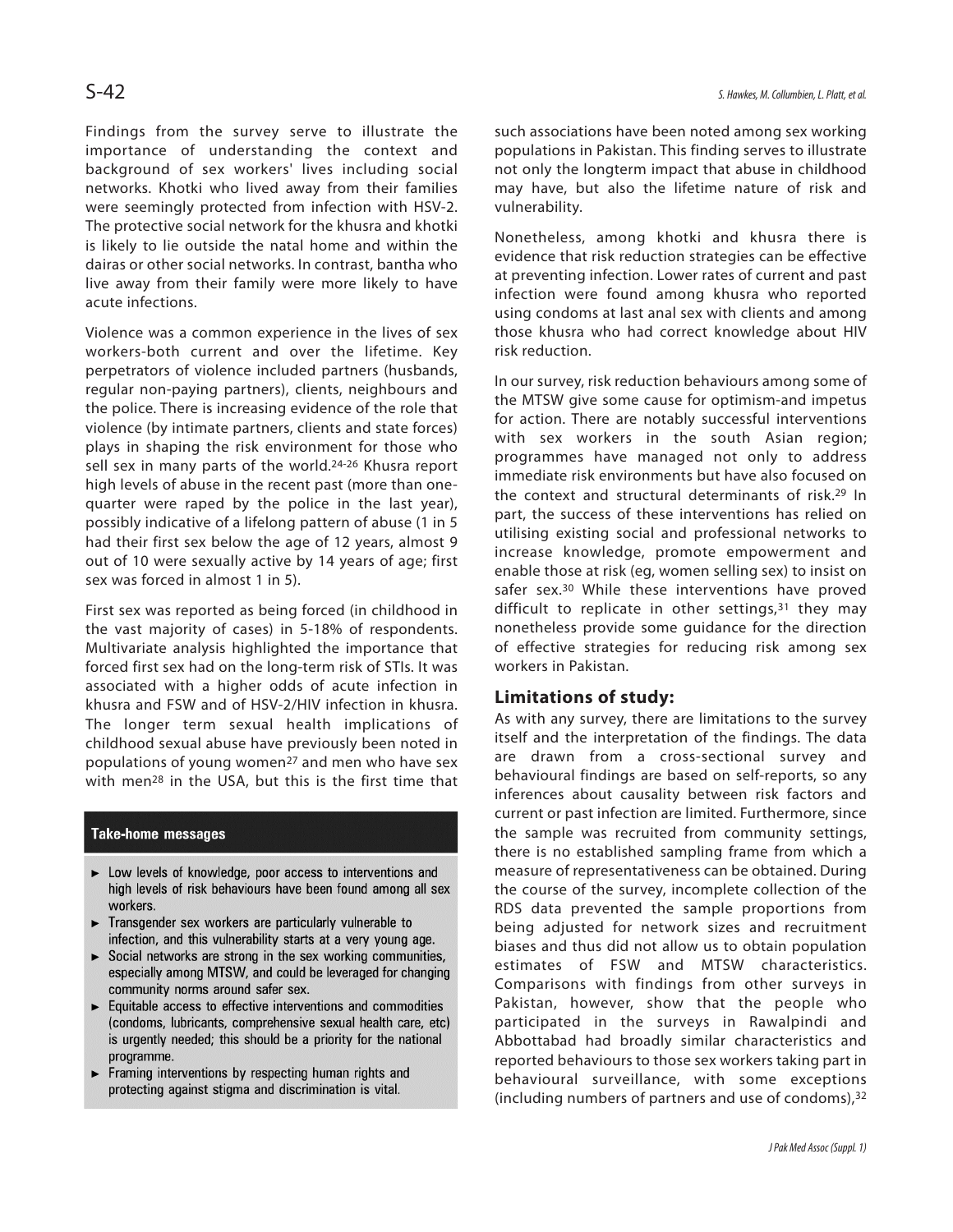Findings from the survey serve to illustrate the importance of understanding the context and background of sex workers' lives including social networks. Khotki who lived away from their families were seemingly protected from infection with HSV-2. The protective social network for the khusra and khotki is likely to lie outside the natal home and within the dairas or other social networks. In contrast, bantha who live away from their family were more likely to have acute infections.

Violence was a common experience in the lives of sex workers-both current and over the lifetime. Key perpetrators of violence included partners (husbands, regular non-paying partners), clients, neighbours and the police. There is increasing evidence of the role that violence (by intimate partners, clients and state forces) plays in shaping the risk environment for those who sell sex in many parts of the world.[24-26] Khusra report high levels of abuse in the recent past (more than one-quarter were raped by the police in the last year), possibly indicative of a lifelong pattern of abuse (1 in 5 had their first sex below the age of 12 years, almost 9 out of 10 were sexually active by 14 years of age; first sex was forced in almost 1 in 5).

First sex was reported as being forced (in childhood in the vast majority of cases) in 5-18% of respondents. Multivariate analysis highlighted the importance that forced first sex had on the long-term risk of STIs. It was associated with a higher odds of acute infection in khusra and FSW and of HSV-2/HIV infection in khusra. The longer term sexual health implications of childhood sexual abuse have previously been noted in populations of young women[27] and men who have sex with men[28] in the USA, but this is the first time that such associations have been noted among sex working populations in Pakistan. This finding serves to illustrate not only the longterm impact that abuse in childhood may have, but also the lifetime nature of risk and vulnerability.

Nonetheless, among khotki and khusra there is evidence that risk reduction strategies can be effective at preventing infection. Lower rates of current and past infection were found among khusra who reported using condoms at last anal sex with clients and among those khusra who had correct knowledge about HIV risk reduction.

In our survey, risk reduction behaviours among some of the MTSW give some cause for optimism-and impetus for action. There are notably successful interventions with sex workers in the south Asian region; programmes have managed not only to address immediate risk environments but have also focused on the context and structural determinants of risk.[29] In part, the success of these interventions has relied on utilising existing social and professional networks to increase knowledge, promote empowerment and enable those at risk (eg, women selling sex) to insist on safer sex.[30] While these interventions have proved difficult to replicate in other settings,[31] they may nonetheless provide some guidance for the direction of effective strategies for reducing risk among sex workers in Pakistan.

**Take-home messages**

- Low levels of knowledge, poor access to interventions and high levels of risk behaviours have been found among all sex workers.
- Transgender sex workers are particularly vulnerable to infection, and this vulnerability starts at a very young age.
- Social networks are strong in the sex working communities, especially among MTSW, and could be leveraged for changing community norms around safer sex.
- Equitable access to effective interventions and commodities (condoms, lubricants, comprehensive sexual health care, etc) is urgently needed; this should be a priority for the national programme.
- Framing interventions by respecting human rights and protecting against stigma and discrimination is vital.

## Limitations of study:

As with any survey, there are limitations to the survey itself and the interpretation of the findings. The data are drawn from a cross-sectional survey and behavioural findings are based on self-reports, so any inferences about causality between risk factors and current or past infection are limited. Furthermore, since the sample was recruited from community settings, there is no established sampling frame from which a measure of representativeness can be obtained. During the course of the survey, incomplete collection of the RDS data prevented the sample proportions from being adjusted for network sizes and recruitment biases and thus did not allow us to obtain population estimates of FSW and MTSW characteristics. Comparisons with findings from other surveys in Pakistan, however, show that the people who participated in the surveys in Rawalpindi and Abbottabad had broadly similar characteristics and reported behaviours to those sex workers taking part in behavioural surveillance, with some exceptions (including numbers of partners and use of condoms),[32]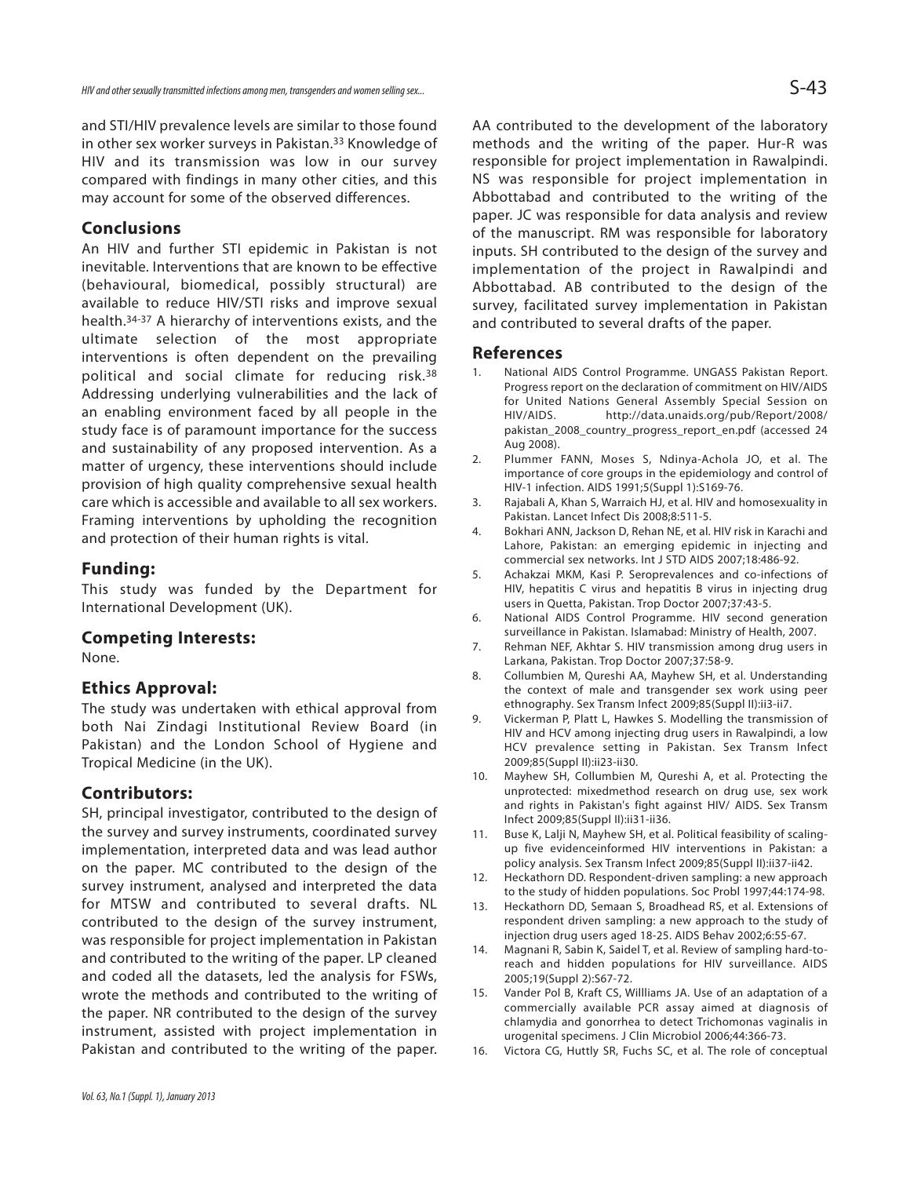and STI/HIV prevalence levels are similar to those found in other sex worker surveys in Pakistan.[33] Knowledge of HIV and its transmission was low in our survey compared with findings in many other cities, and this may account for some of the observed differences.

## Conclusions

An HIV and further STI epidemic in Pakistan is not inevitable. Interventions that are known to be effective (behavioural, biomedical, possibly structural) are available to reduce HIV/STI risks and improve sexual health.[34-37] A hierarchy of interventions exists, and the ultimate selection of the most appropriate interventions is often dependent on the prevailing political and social climate for reducing risk.[38] Addressing underlying vulnerabilities and the lack of an enabling environment faced by all people in the study face is of paramount importance for the success and sustainability of any proposed intervention. As a matter of urgency, these interventions should include provision of high quality comprehensive sexual health care which is accessible and available to all sex workers. Framing interventions by upholding the recognition and protection of their human rights is vital.

## Funding:

This study was funded by the Department for International Development (UK).

## Competing Interests:

None.

## Ethics Approval:

The study was undertaken with ethical approval from both Nai Zindagi Institutional Review Board (in Pakistan) and the London School of Hygiene and Tropical Medicine (in the UK).

## Contributors:

SH, principal investigator, contributed to the design of the survey and survey instruments, coordinated survey implementation, interpreted data and was lead author on the paper. MC contributed to the design of the survey instrument, analysed and interpreted the data for MTSW and contributed to several drafts. NL contributed to the design of the survey instrument, was responsible for project implementation in Pakistan and contributed to the writing of the paper. LP cleaned and coded all the datasets, led the analysis for FSWs, wrote the methods and contributed to the writing of the paper. NR contributed to the design of the survey instrument, assisted with project implementation in Pakistan and contributed to the writing of the paper. AA contributed to the development of the laboratory methods and the writing of the paper. Hur-R was responsible for project implementation in Rawalpindi. NS was responsible for project implementation in Abbottabad and contributed to the writing of the paper. JC was responsible for data analysis and review of the manuscript. RM was responsible for laboratory inputs. SH contributed to the design of the survey and implementation of the project in Rawalpindi and Abbottabad. AB contributed to the design of the survey, facilitated survey implementation in Pakistan and contributed to several drafts of the paper.

## References

1. National AIDS Control Programme. UNGASS Pakistan Report. Progress report on the declaration of commitment on HIV/AIDS for United Nations General Assembly Special Session on HIV/AIDS. http://data.unaids.org/pub/Report/2008/pakistan_2008_country_progress_report_en.pdf (accessed 24 Aug 2008).
2. Plummer FANN, Moses S, Ndinya-Achola JO, et al. The importance of core groups in the epidemiology and control of HIV-1 infection. AIDS 1991;5(Suppl 1):S169-76.
3. Rajabali A, Khan S, Warraich HJ, et al. HIV and homosexuality in Pakistan. Lancet Infect Dis 2008;8:511-5.
4. Bokhari ANN, Jackson D, Rehan NE, et al. HIV risk in Karachi and Lahore, Pakistan: an emerging epidemic in injecting and commercial sex networks. Int J STD AIDS 2007;18:486-92.
5. Achakzai MKM, Kasi P. Seroprevalences and co-infections of HIV, hepatitis C virus and hepatitis B virus in injecting drug users in Quetta, Pakistan. Trop Doctor 2007;37:43-5.
6. National AIDS Control Programme. HIV second generation surveillance in Pakistan. Islamabad: Ministry of Health, 2007.
7. Rehman NEF, Akhtar S. HIV transmission among drug users in Larkana, Pakistan. Trop Doctor 2007;37:58-9.
8. Collumbien M, Qureshi AA, Mayhew SH, et al. Understanding the context of male and transgender sex work using peer ethnography. Sex Transm Infect 2009;85(Suppl II):ii3-ii7.
9. Vickerman P, Platt L, Hawkes S. Modelling the transmission of HIV and HCV among injecting drug users in Rawalpindi, a low HCV prevalence setting in Pakistan. Sex Transm Infect 2009;85(Suppl II):ii23-ii30.
10. Mayhew SH, Collumbien M, Qureshi A, et al. Protecting the unprotected: mixedmethod research on drug use, sex work and rights in Pakistan's fight against HIV/ AIDS. Sex Transm Infect 2009;85(Suppl II):ii31-ii36.
11. Buse K, Lalji N, Mayhew SH, et al. Political feasibility of scaling-up five evidenceinformed HIV interventions in Pakistan: a policy analysis. Sex Transm Infect 2009;85(Suppl II):ii37-ii42.
12. Heckathorn DD. Respondent-driven sampling: a new approach to the study of hidden populations. Soc Probl 1997;44:174-98.
13. Heckathorn DD, Semaan S, Broadhead RS, et al. Extensions of respondent driven sampling: a new approach to the study of injection drug users aged 18-25. AIDS Behav 2002;6:55-67.
14. Magnani R, Sabin K, Saidel T, et al. Review of sampling hard-to-reach and hidden populations for HIV surveillance. AIDS 2005;19(Suppl 2):S67-72.
15. Vander Pol B, Kraft CS, Willliams JA. Use of an adaptation of a commercially available PCR assay aimed at diagnosis of chlamydia and gonorrhea to detect Trichomonas vaginalis in urogenital specimens. J Clin Microbiol 2006;44:366-73.
16. Victora CG, Huttly SR, Fuchs SC, et al. The role of conceptual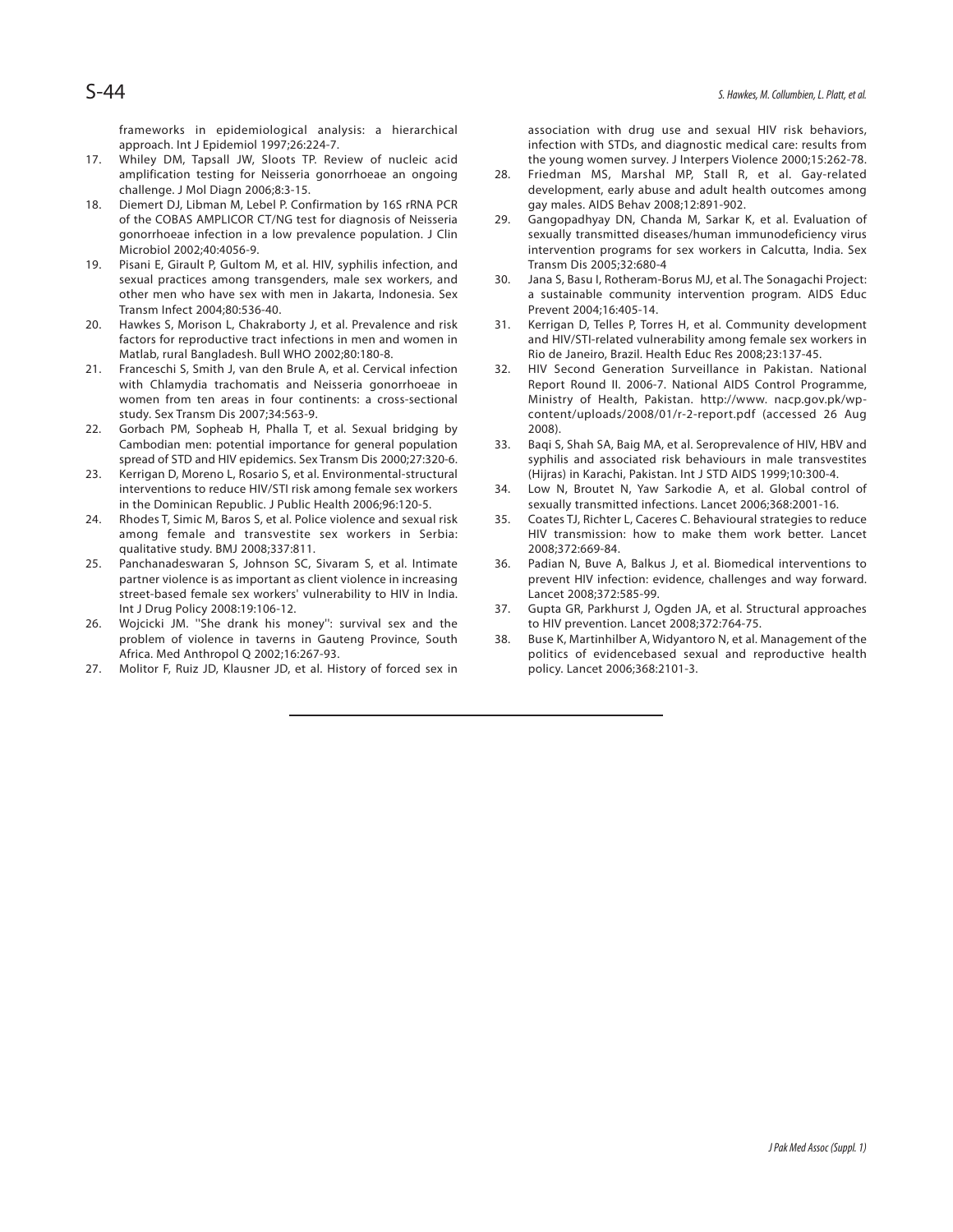frameworks in epidemiological analysis: a hierarchical approach. Int J Epidemiol 1997;26:224-7.

17. Whiley DM, Tapsall JW, Sloots TP. Review of nucleic acid amplification testing for Neisseria gonorrhoeae an ongoing challenge. J Mol Diagn 2006;8:3-15.
18. Diemert DJ, Libman M, Lebel P. Confirmation by 16S rRNA PCR of the COBAS AMPLICOR CT/NG test for diagnosis of Neisseria gonorrhoeae infection in a low prevalence population. J Clin Microbiol 2002;40:4056-9.
19. Pisani E, Girault P, Gultom M, et al. HIV, syphilis infection, and sexual practices among transgenders, male sex workers, and other men who have sex with men in Jakarta, Indonesia. Sex Transm Infect 2004;80:536-40.
20. Hawkes S, Morison L, Chakraborty J, et al. Prevalence and risk factors for reproductive tract infections in men and women in Matlab, rural Bangladesh. Bull WHO 2002;80:180-8.
21. Franceschi S, Smith J, van den Brule A, et al. Cervical infection with Chlamydia trachomatis and Neisseria gonorrhoeae in women from ten areas in four continents: a cross-sectional study. Sex Transm Dis 2007;34:563-9.
22. Gorbach PM, Sopheab H, Phalla T, et al. Sexual bridging by Cambodian men: potential importance for general population spread of STD and HIV epidemics. Sex Transm Dis 2000;27:320-6.
23. Kerrigan D, Moreno L, Rosario S, et al. Environmental-structural interventions to reduce HIV/STI risk among female sex workers in the Dominican Republic. J Public Health 2006;96:120-5.
24. Rhodes T, Simic M, Baros S, et al. Police violence and sexual risk among female and transvestite sex workers in Serbia: qualitative study. BMJ 2008;337:811.
25. Panchanadeswaran S, Johnson SC, Sivaram S, et al. Intimate partner violence is as important as client violence in increasing street-based female sex workers' vulnerability to HIV in India. Int J Drug Policy 2008:19:106-12.
26. Wojcicki JM. "She drank his money": survival sex and the problem of violence in taverns in Gauteng Province, South Africa. Med Anthropol Q 2002;16:267-93.
27. Molitor F, Ruiz JD, Klausner JD, et al. History of forced sex in association with drug use and sexual HIV risk behaviors, infection with STDs, and diagnostic medical care: results from the young women survey. J Interpers Violence 2000;15:262-78.
28. Friedman MS, Marshal MP, Stall R, et al. Gay-related development, early abuse and adult health outcomes among gay males. AIDS Behav 2008;12:891-902.
29. Gangopadhyay DN, Chanda M, Sarkar K, et al. Evaluation of sexually transmitted diseases/human immunodeficiency virus intervention programs for sex workers in Calcutta, India. Sex Transm Dis 2005;32:680-4
30. Jana S, Basu I, Rotheram-Borus MJ, et al. The Sonagachi Project: a sustainable community intervention program. AIDS Educ Prevent 2004;16:405-14.
31. Kerrigan D, Telles P, Torres H, et al. Community development and HIV/STI-related vulnerability among female sex workers in Rio de Janeiro, Brazil. Health Educ Res 2008;23:137-45.
32. HIV Second Generation Surveillance in Pakistan. National Report Round II. 2006-7. National AIDS Control Programme, Ministry of Health, Pakistan. http://www. nacp.gov.pk/wp-content/uploads/2008/01/r-2-report.pdf (accessed 26 Aug 2008).
33. Baqi S, Shah SA, Baig MA, et al. Seroprevalence of HIV, HBV and syphilis and associated risk behaviours in male transvestites (Hijras) in Karachi, Pakistan. Int J STD AIDS 1999;10:300-4.
34. Low N, Broutet N, Yaw Sarkodie A, et al. Global control of sexually transmitted infections. Lancet 2006;368:2001-16.
35. Coates TJ, Richter L, Caceres C. Behavioural strategies to reduce HIV transmission: how to make them work better. Lancet 2008;372:669-84.
36. Padian N, Buve A, Balkus J, et al. Biomedical interventions to prevent HIV infection: evidence, challenges and way forward. Lancet 2008;372:585-99.
37. Gupta GR, Parkhurst J, Ogden JA, et al. Structural approaches to HIV prevention. Lancet 2008;372:764-75.
38. Buse K, Martinhilber A, Widyantoro N, et al. Management of the politics of evidencebased sexual and reproductive health policy. Lancet 2006;368:2101-3.